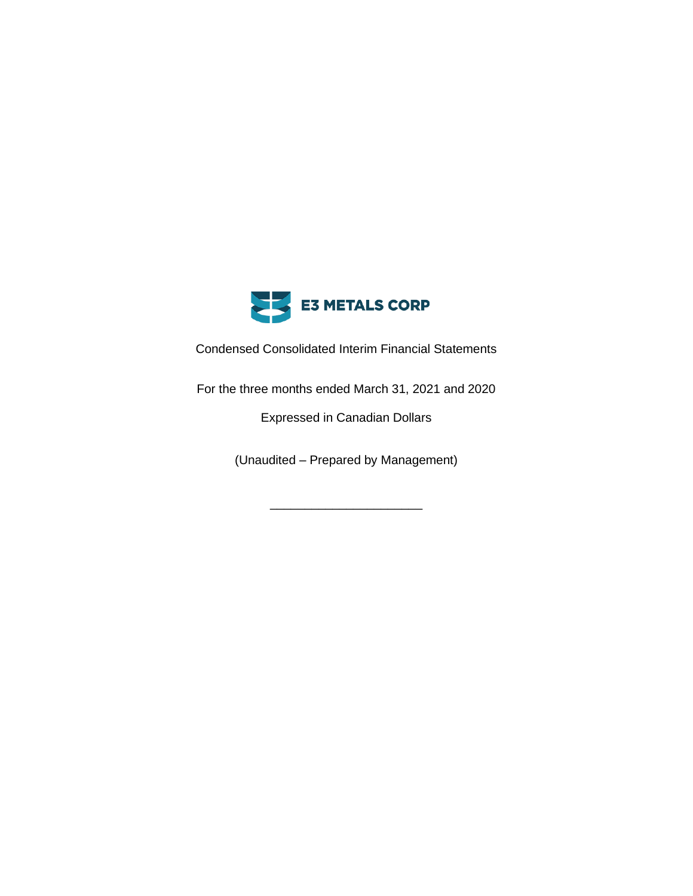# E3 METALS CORP

Condensed Consolidated Interim Financial Statements

For the three months ended March 31, 2021 and 2020

Expressed in Canadian Dollars

(Unaudited – Prepared by Management)

______________________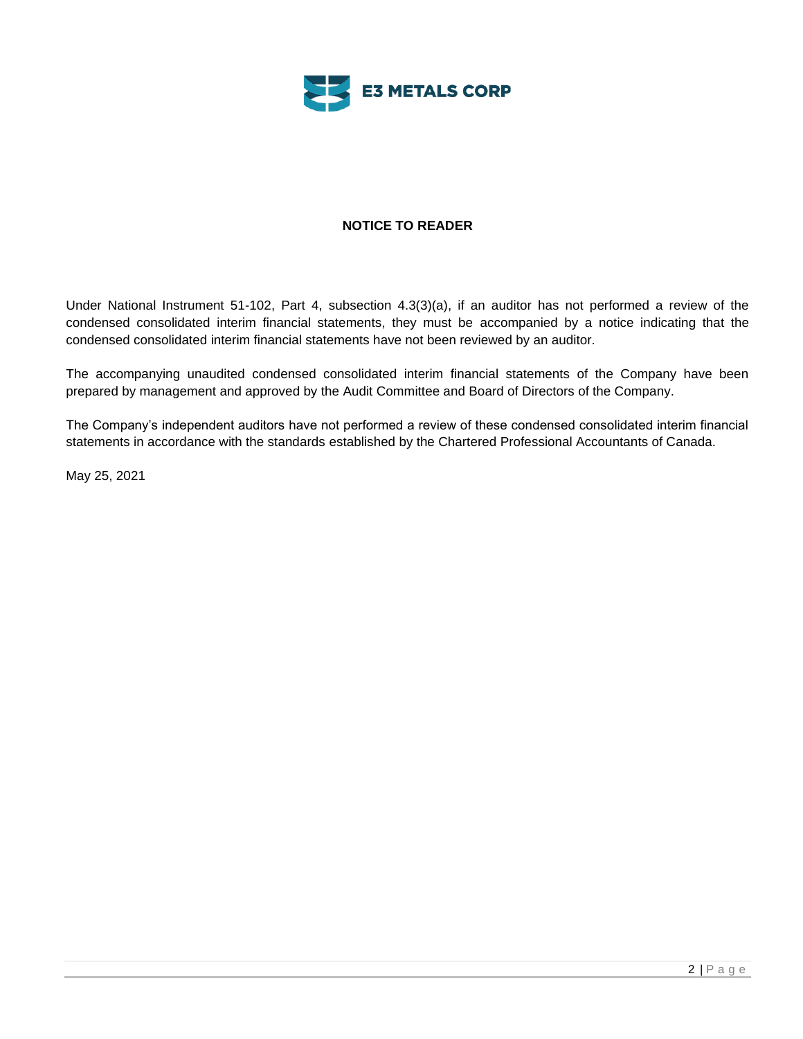E3 METALS CORP

## NOTICE TO READER

Under National Instrument 51-102, Part 4, subsection 4.3(3)(a), if an auditor has not performed a review of the condensed consolidated interim financial statements, they must be accompanied by a notice indicating that the condensed consolidated interim financial statements have not been reviewed by an auditor.

The accompanying unaudited condensed consolidated interim financial statements of the Company have been prepared by management and approved by the Audit Committee and Board of Directors of the Company.

The Company's independent auditors have not performed a review of these condensed consolidated interim financial statements in accordance with the standards established by the Chartered Professional Accountants of Canada.

May 25, 2021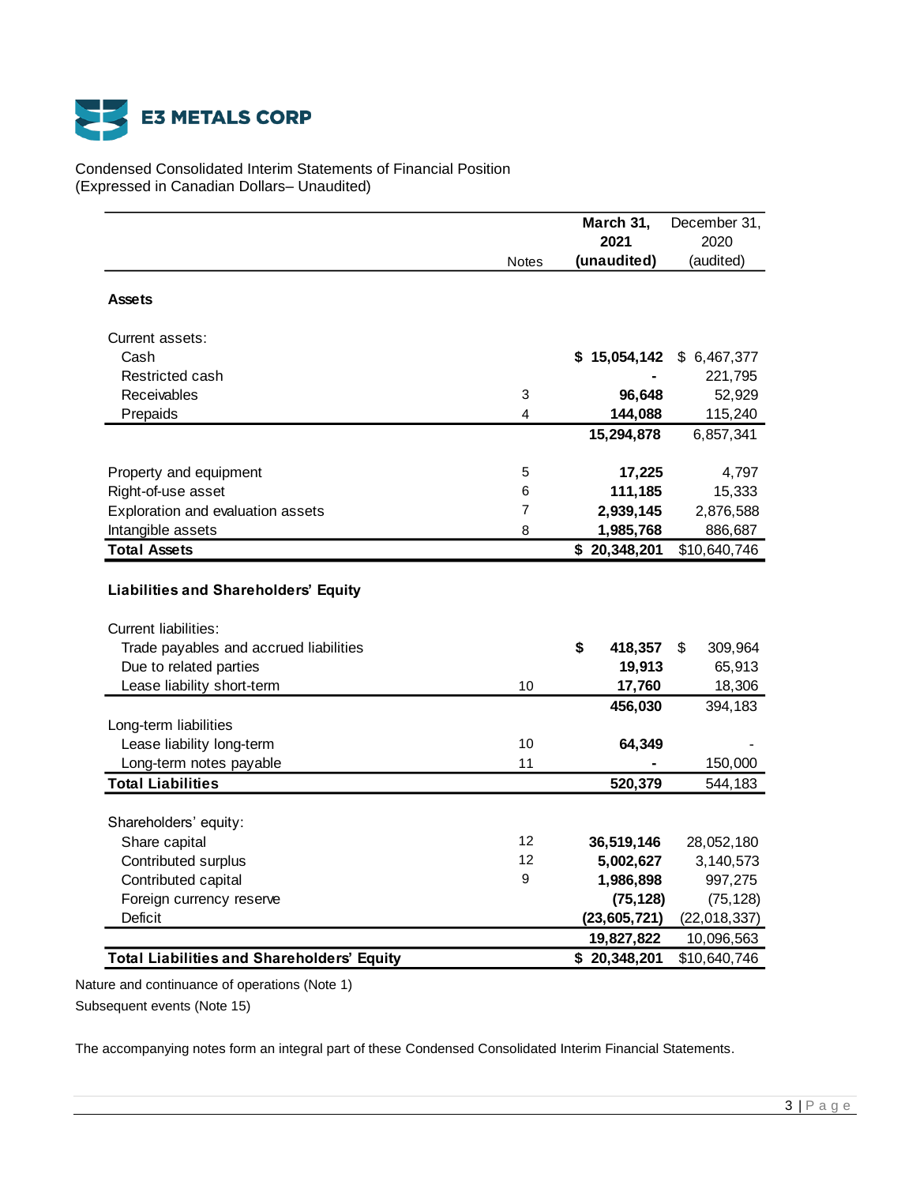# E3 METALS CORP

Condensed Consolidated Interim Statements of Financial Position
(Expressed in Canadian Dollars– Unaudited)

| | Notes | **March 31, 2021 (unaudited)** | December 31, 2020 (audited) |
|---|---|---|---|
| **Assets** | | | |
| Current assets: | | | |
| Cash | | **$ 15,054,142** | $ 6,467,377 |
| Restricted cash | | **-** | 221,795 |
| Receivables | 3 | **96,648** | 52,929 |
| Prepaids | 4 | **144,088** | 115,240 |
| | | **15,294,878** | 6,857,341 |
| Property and equipment | 5 | **17,225** | 4,797 |
| Right-of-use asset | 6 | **111,185** | 15,333 |
| Exploration and evaluation assets | 7 | **2,939,145** | 2,876,588 |
| Intangible assets | 8 | **1,985,768** | 886,687 |
| **Total Assets** | | **$ 20,348,201** | $10,640,746 |
| **Liabilities and Shareholders' Equity** | | | |
| Current liabilities: | | | |
| Trade payables and accrued liabilities | | **$ 418,357** | $ 309,964 |
| Due to related parties | | **19,913** | 65,913 |
| Lease liability short-term | 10 | **17,760** | 18,306 |
| | | **456,030** | 394,183 |
| Long-term liabilities | | | |
| Lease liability long-term | 10 | **64,349** | - |
| Long-term notes payable | 11 | **-** | 150,000 |
| **Total Liabilities** | | **520,379** | 544,183 |
| Shareholders' equity: | | | |
| Share capital | 12 | **36,519,146** | 28,052,180 |
| Contributed surplus | 12 | **5,002,627** | 3,140,573 |
| Contributed capital | 9 | **1,986,898** | 997,275 |
| Foreign currency reserve | | **(75,128)** | (75,128) |
| Deficit | | **(23,605,721)** | (22,018,337) |
| | | **19,827,822** | 10,096,563 |
| **Total Liabilities and Shareholders' Equity** | | **$ 20,348,201** | $10,640,746 |

Nature and continuance of operations (Note 1)

Subsequent events (Note 15)

The accompanying notes form an integral part of these Condensed Consolidated Interim Financial Statements.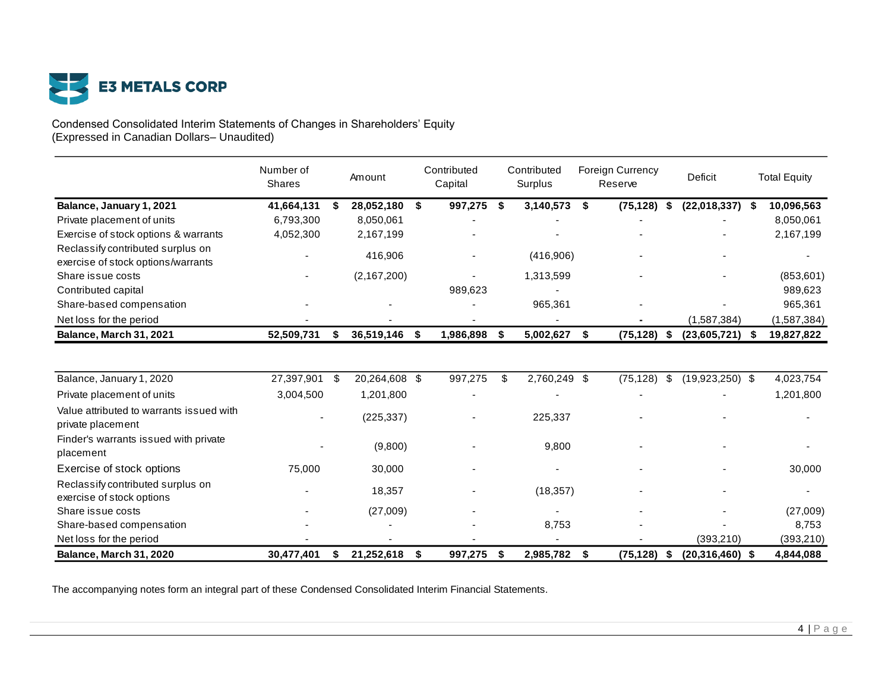E3 METALS CORP

Condensed Consolidated Interim Statements of Changes in Shareholders' Equity
(Expressed in Canadian Dollars– Unaudited)

| | Number of Shares | Amount | Contributed Capital | Contributed Surplus | Foreign Currency Reserve | Deficit | Total Equity |
|---|---|---|---|---|---|---|---|
| **Balance, January 1, 2021** | **41,664,131** | **$ 28,052,180** | **$ 997,275** | **$ 3,140,573** | **$ (75,128)** | **$ (22,018,337)** | **$ 10,096,563** |
| Private placement of units | 6,793,300 | 8,050,061 | - | - | - | - | 8,050,061 |
| Exercise of stock options & warrants | 4,052,300 | 2,167,199 | - | - | - | - | 2,167,199 |
| Reclassify contributed surplus on exercise of stock options/warrants | - | 416,906 | - | (416,906) | - | - | - |
| Share issue costs | - | (2,167,200) | - | 1,313,599 | - | - | (853,601) |
| Contributed capital | | | 989,623 | - | | | 989,623 |
| Share-based compensation | - | - | - | 965,361 | - | - | 965,361 |
| Net loss for the period | - | - | - | - | - | (1,587,384) | (1,587,384) |
| **Balance, March 31, 2021** | **52,509,731** | **$ 36,519,146** | **$ 1,986,898** | **$ 5,002,627** | **$ (75,128)** | **$ (23,605,721)** | **$ 19,827,822** |

| | Number of Shares | Amount | Contributed Capital | Contributed Surplus | Foreign Currency Reserve | Deficit | Total Equity |
|---|---|---|---|---|---|---|---|
| Balance, January 1, 2020 | 27,397,901 | $ 20,264,608 | $ 997,275 | $ 2,760,249 | $ (75,128) | $ (19,923,250) | $ 4,023,754 |
| Private placement of units | 3,004,500 | 1,201,800 | - | - | - | - | 1,201,800 |
| Value attributed to warrants issued with private placement | - | (225,337) | - | 225,337 | - | - | - |
| Finder's warrants issued with private placement | - | (9,800) | - | 9,800 | - | - | - |
| Exercise of stock options | 75,000 | 30,000 | - | - | - | - | 30,000 |
| Reclassify contributed surplus on exercise of stock options | - | 18,357 | - | (18,357) | - | - | - |
| Share issue costs | - | (27,009) | - | - | - | - | (27,009) |
| Share-based compensation | - | - | - | 8,753 | - | - | 8,753 |
| Net loss for the period | - | - | - | - | - | (393,210) | (393,210) |
| **Balance, March 31, 2020** | **30,477,401** | **$ 21,252,618** | **$ 997,275** | **$ 2,985,782** | **$ (75,128)** | **$ (20,316,460)** | **$ 4,844,088** |

The accompanying notes form an integral part of these Condensed Consolidated Interim Financial Statements.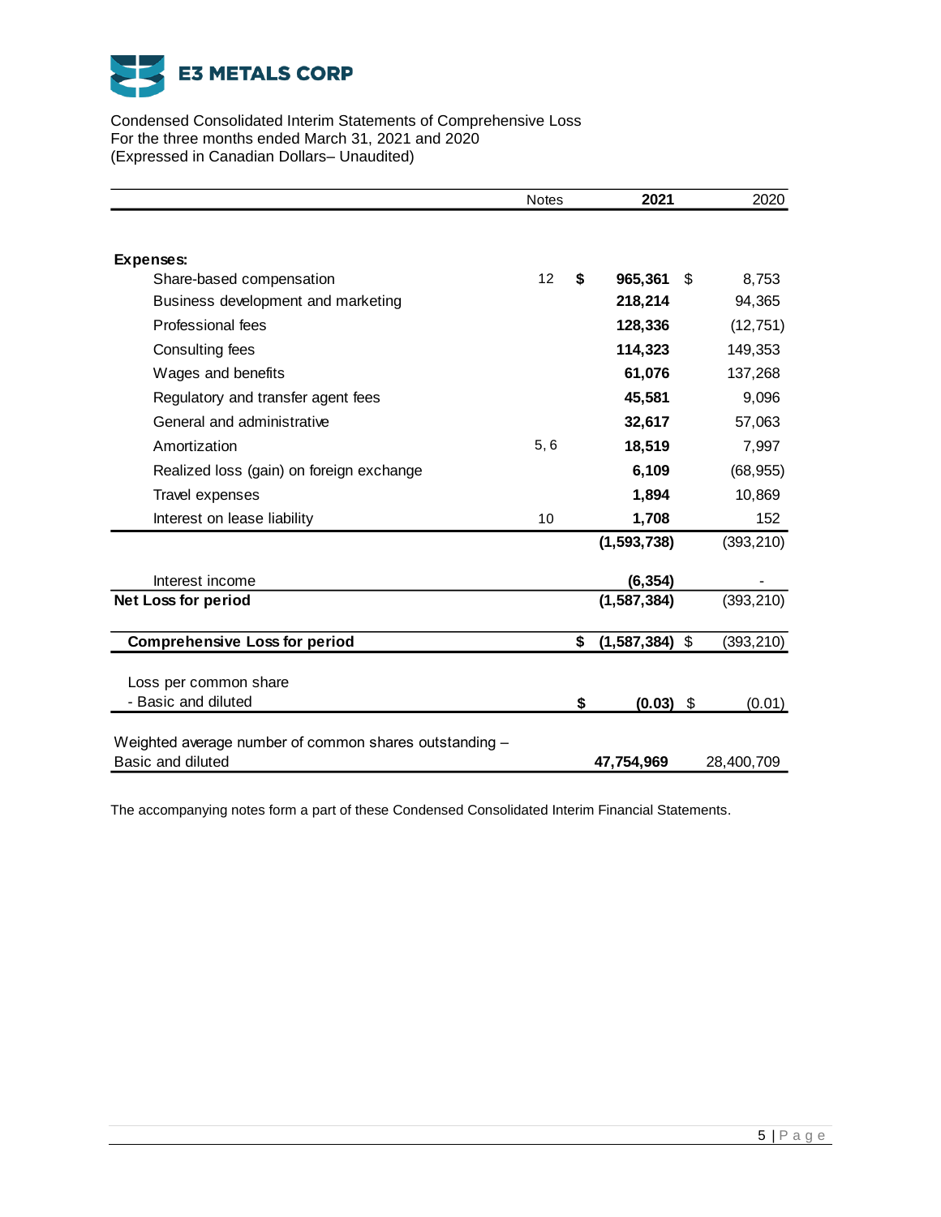# E3 METALS CORP

Condensed Consolidated Interim Statements of Comprehensive Loss
For the three months ended March 31, 2021 and 2020
(Expressed in Canadian Dollars– Unaudited)

| | Notes | 2021 | 2020 |
|---|---|---|---|
| **Expenses:** | | | |
| Share-based compensation | 12 | **$ 965,361** | $ 8,753 |
| Business development and marketing | | **218,214** | 94,365 |
| Professional fees | | **128,336** | (12,751) |
| Consulting fees | | **114,323** | 149,353 |
| Wages and benefits | | **61,076** | 137,268 |
| Regulatory and transfer agent fees | | **45,581** | 9,096 |
| General and administrative | | **32,617** | 57,063 |
| Amortization | 5, 6 | **18,519** | 7,997 |
| Realized loss (gain) on foreign exchange | | **6,109** | (68,955) |
| Travel expenses | | **1,894** | 10,869 |
| Interest on lease liability | 10 | **1,708** | 152 |
| | | **(1,593,738)** | (393,210) |
| Interest income | | **(6,354)** | - |
| **Net Loss for period** | | **(1,587,384)** | (393,210) |
| **Comprehensive Loss for period** | | **$ (1,587,384)** | $ (393,210) |
| Loss per common share - Basic and diluted | | **$ (0.03)** | $ (0.01) |
| Weighted average number of common shares outstanding – Basic and diluted | | **47,754,969** | 28,400,709 |

The accompanying notes form a part of these Condensed Consolidated Interim Financial Statements.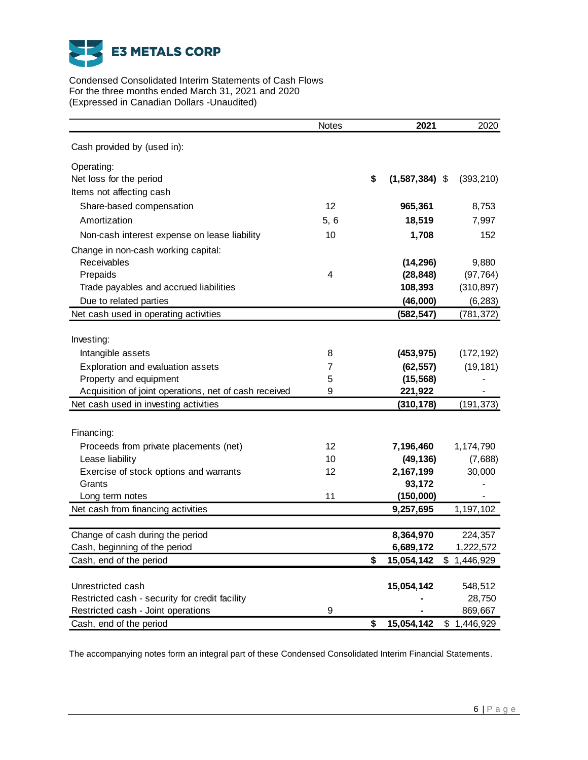# E3 METALS CORP

Condensed Consolidated Interim Statements of Cash Flows
For the three months ended March 31, 2021 and 2020
(Expressed in Canadian Dollars -Unaudited)

| | Notes | 2021 | 2020 |
|---|---|---|---|
| Cash provided by (used in): | | | |
| Operating: | | | |
| Net loss for the period | | $ (1,587,384) | $ (393,210) |
| Items not affecting cash | | | |
| Share-based compensation | 12 | 965,361 | 8,753 |
| Amortization | 5, 6 | 18,519 | 7,997 |
| Non-cash interest expense on lease liability | 10 | 1,708 | 152 |
| Change in non-cash working capital: | | | |
| Receivables | | (14,296) | 9,880 |
| Prepaids | 4 | (28,848) | (97,764) |
| Trade payables and accrued liabilities | | 108,393 | (310,897) |
| Due to related parties | | (46,000) | (6,283) |
| Net cash used in operating activities | | (582,547) | (781,372) |
| Investing: | | | |
| Intangible assets | 8 | (453,975) | (172,192) |
| Exploration and evaluation assets | 7 | (62,557) | (19,181) |
| Property and equipment | 5 | (15,568) | - |
| Acquisition of joint operations, net of cash received | 9 | 221,922 | - |
| Net cash used in investing activities | | (310,178) | (191,373) |
| Financing: | | | |
| Proceeds from private placements (net) | 12 | 7,196,460 | 1,174,790 |
| Lease liability | 10 | (49,136) | (7,688) |
| Exercise of stock options and warrants | 12 | 2,167,199 | 30,000 |
| Grants | | 93,172 | - |
| Long term notes | 11 | (150,000) | - |
| Net cash from financing activities | | 9,257,695 | 1,197,102 |
| Change of cash during the period | | 8,364,970 | 224,357 |
| Cash, beginning of the period | | 6,689,172 | 1,222,572 |
| Cash, end of the period | | $ 15,054,142 | $ 1,446,929 |
| Unrestricted cash | | 15,054,142 | 548,512 |
| Restricted cash - security for credit facility | | - | 28,750 |
| Restricted cash - Joint operations | 9 | - | 869,667 |
| Cash, end of the period | | $ 15,054,142 | $ 1,446,929 |

The accompanying notes form an integral part of these Condensed Consolidated Interim Financial Statements.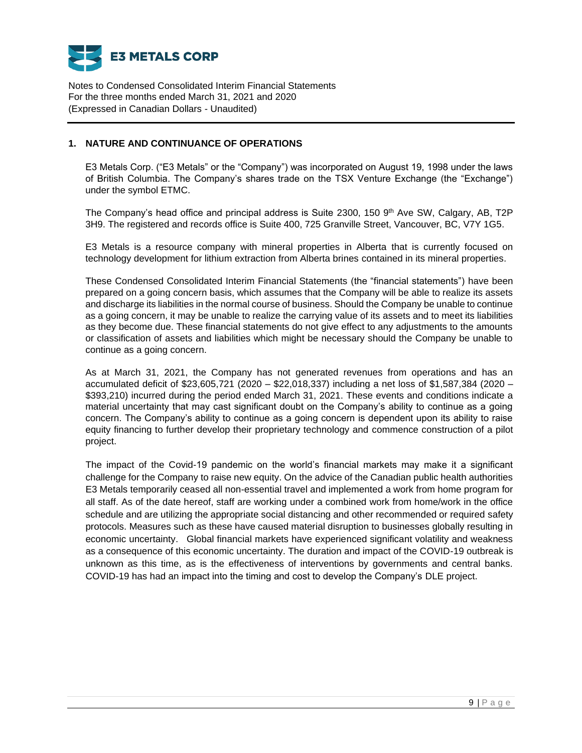## 1. NATURE AND CONTINUANCE OF OPERATIONS

E3 Metals Corp. ("E3 Metals" or the "Company") was incorporated on August 19, 1998 under the laws of British Columbia. The Company's shares trade on the TSX Venture Exchange (the "Exchange") under the symbol ETMC.

The Company's head office and principal address is Suite 2300, 150 9th Ave SW, Calgary, AB, T2P 3H9. The registered and records office is Suite 400, 725 Granville Street, Vancouver, BC, V7Y 1G5.

E3 Metals is a resource company with mineral properties in Alberta that is currently focused on technology development for lithium extraction from Alberta brines contained in its mineral properties.

These Condensed Consolidated Interim Financial Statements (the "financial statements") have been prepared on a going concern basis, which assumes that the Company will be able to realize its assets and discharge its liabilities in the normal course of business. Should the Company be unable to continue as a going concern, it may be unable to realize the carrying value of its assets and to meet its liabilities as they become due. These financial statements do not give effect to any adjustments to the amounts or classification of assets and liabilities which might be necessary should the Company be unable to continue as a going concern.

As at March 31, 2021, the Company has not generated revenues from operations and has an accumulated deficit of $23,605,721 (2020 – $22,018,337) including a net loss of $1,587,384 (2020 – $393,210) incurred during the period ended March 31, 2021. These events and conditions indicate a material uncertainty that may cast significant doubt on the Company's ability to continue as a going concern. The Company's ability to continue as a going concern is dependent upon its ability to raise equity financing to further develop their proprietary technology and commence construction of a pilot project.

The impact of the Covid-19 pandemic on the world's financial markets may make it a significant challenge for the Company to raise new equity. On the advice of the Canadian public health authorities E3 Metals temporarily ceased all non-essential travel and implemented a work from home program for all staff. As of the date hereof, staff are working under a combined work from home/work in the office schedule and are utilizing the appropriate social distancing and other recommended or required safety protocols. Measures such as these have caused material disruption to businesses globally resulting in economic uncertainty. Global financial markets have experienced significant volatility and weakness as a consequence of this economic uncertainty. The duration and impact of the COVID-19 outbreak is unknown as this time, as is the effectiveness of interventions by governments and central banks. COVID-19 has had an impact into the timing and cost to develop the Company's DLE project.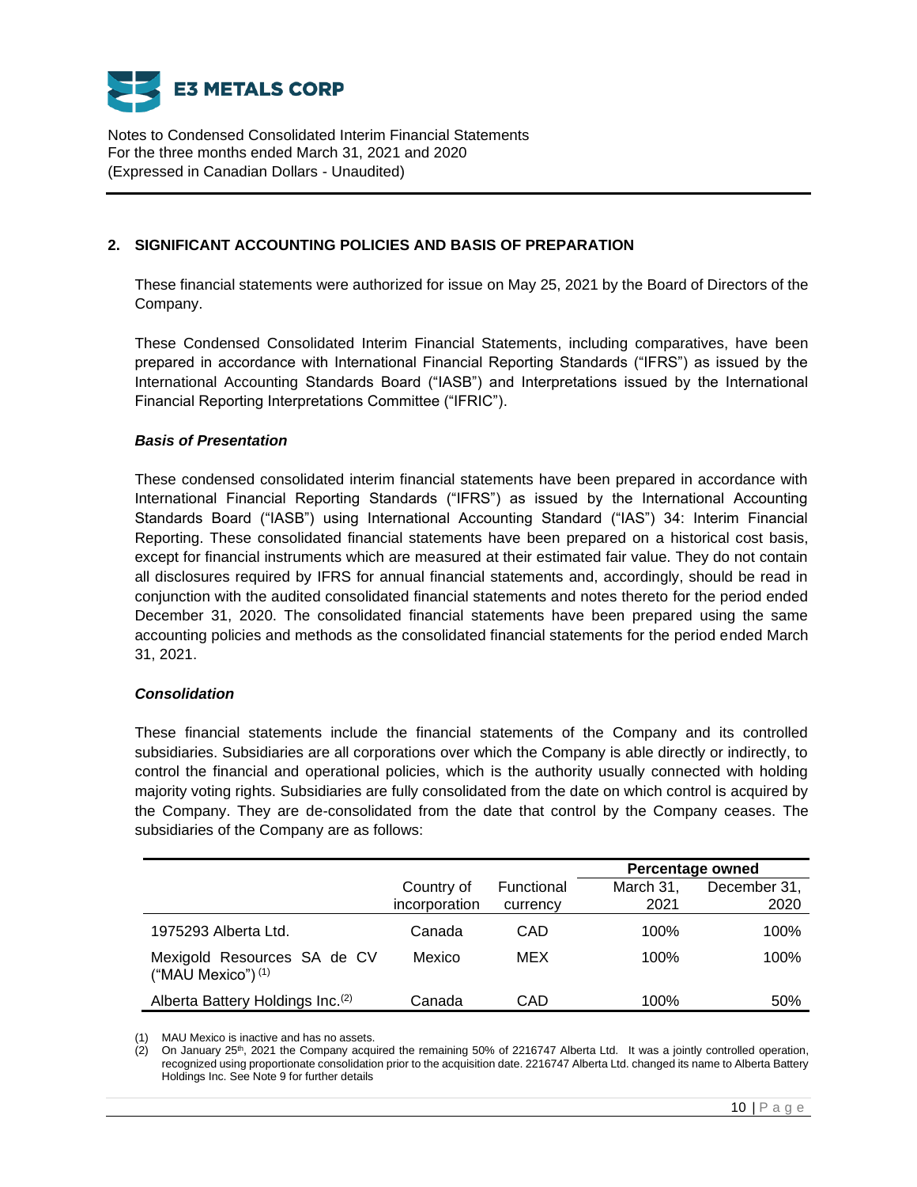## 2. SIGNIFICANT ACCOUNTING POLICIES AND BASIS OF PREPARATION

These financial statements were authorized for issue on May 25, 2021 by the Board of Directors of the Company.

These Condensed Consolidated Interim Financial Statements, including comparatives, have been prepared in accordance with International Financial Reporting Standards ("IFRS") as issued by the International Accounting Standards Board ("IASB") and Interpretations issued by the International Financial Reporting Interpretations Committee ("IFRIC").

### *Basis of Presentation*

These condensed consolidated interim financial statements have been prepared in accordance with International Financial Reporting Standards ("IFRS") as issued by the International Accounting Standards Board ("IASB") using International Accounting Standard ("IAS") 34: Interim Financial Reporting. These consolidated financial statements have been prepared on a historical cost basis, except for financial instruments which are measured at their estimated fair value. They do not contain all disclosures required by IFRS for annual financial statements and, accordingly, should be read in conjunction with the audited consolidated financial statements and notes thereto for the period ended December 31, 2020. The consolidated financial statements have been prepared using the same accounting policies and methods as the consolidated financial statements for the period ended March 31, 2021.

### *Consolidation*

These financial statements include the financial statements of the Company and its controlled subsidiaries. Subsidiaries are all corporations over which the Company is able directly or indirectly, to control the financial and operational policies, which is the authority usually connected with holding majority voting rights. Subsidiaries are fully consolidated from the date on which control is acquired by the Company. They are de-consolidated from the date that control by the Company ceases. The subsidiaries of the Company are as follows:

| | | | Percentage owned | |
|---|---|---|---|---|
| | Country of incorporation | Functional currency | March 31, 2021 | December 31, 2020 |
| 1975293 Alberta Ltd. | Canada | CAD | 100% | 100% |
| Mexigold Resources SA de CV ("MAU Mexico") (1) | Mexico | MEX | 100% | 100% |
| Alberta Battery Holdings Inc.(2) | Canada | CAD | 100% | 50% |

(1) MAU Mexico is inactive and has no assets.
(2) On January 25th, 2021 the Company acquired the remaining 50% of 2216747 Alberta Ltd. It was a jointly controlled operation, recognized using proportionate consolidation prior to the acquisition date. 2216747 Alberta Ltd. changed its name to Alberta Battery Holdings Inc. See Note 9 for further details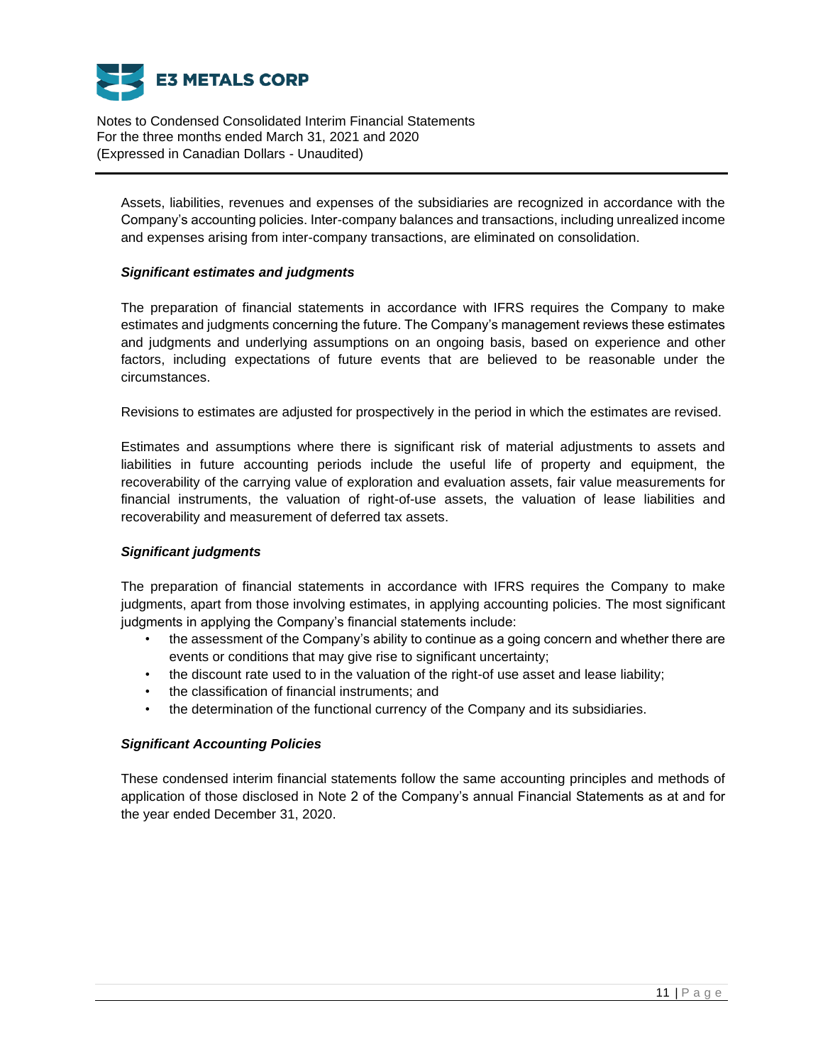Assets, liabilities, revenues and expenses of the subsidiaries are recognized in accordance with the Company's accounting policies. Inter-company balances and transactions, including unrealized income and expenses arising from inter-company transactions, are eliminated on consolidation.

***Significant estimates and judgments***

The preparation of financial statements in accordance with IFRS requires the Company to make estimates and judgments concerning the future. The Company's management reviews these estimates and judgments and underlying assumptions on an ongoing basis, based on experience and other factors, including expectations of future events that are believed to be reasonable under the circumstances.

Revisions to estimates are adjusted for prospectively in the period in which the estimates are revised.

Estimates and assumptions where there is significant risk of material adjustments to assets and liabilities in future accounting periods include the useful life of property and equipment, the recoverability of the carrying value of exploration and evaluation assets, fair value measurements for financial instruments, the valuation of right-of-use assets, the valuation of lease liabilities and recoverability and measurement of deferred tax assets.

***Significant judgments***

The preparation of financial statements in accordance with IFRS requires the Company to make judgments, apart from those involving estimates, in applying accounting policies. The most significant judgments in applying the Company's financial statements include:

- the assessment of the Company's ability to continue as a going concern and whether there are events or conditions that may give rise to significant uncertainty;
- the discount rate used to in the valuation of the right-of use asset and lease liability;
- the classification of financial instruments; and
- the determination of the functional currency of the Company and its subsidiaries.

***Significant Accounting Policies***

These condensed interim financial statements follow the same accounting principles and methods of application of those disclosed in Note 2 of the Company's annual Financial Statements as at and for the year ended December 31, 2020.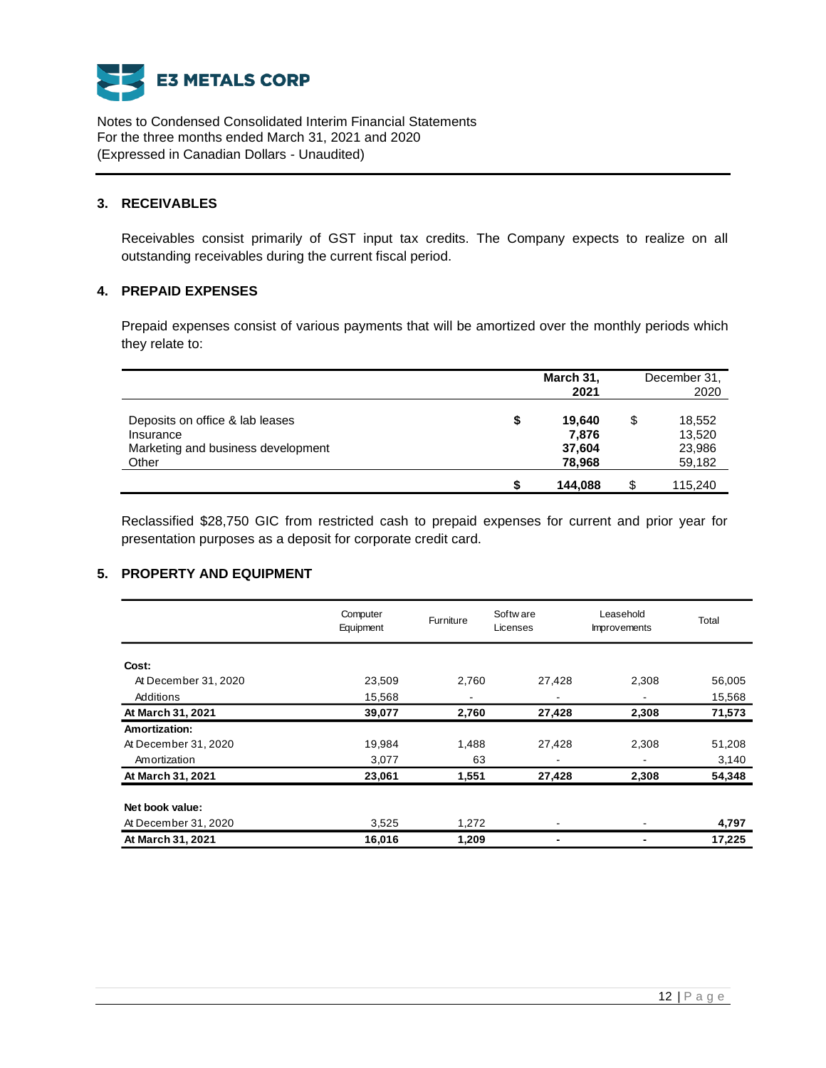E3 METALS CORP

Notes to Condensed Consolidated Interim Financial Statements
For the three months ended March 31, 2021 and 2020
(Expressed in Canadian Dollars - Unaudited)

## 3. RECEIVABLES

Receivables consist primarily of GST input tax credits. The Company expects to realize on all outstanding receivables during the current fiscal period.

## 4. PREPAID EXPENSES

Prepaid expenses consist of various payments that will be amortized over the monthly periods which they relate to:

| | March 31, 2021 | December 31, 2020 |
|---|---|---|
| Deposits on office & lab leases | $ 19,640 | $ 18,552 |
| Insurance | 7,876 | 13,520 |
| Marketing and business development | 37,604 | 23,986 |
| Other | 78,968 | 59,182 |
| | $ 144,088 | $ 115,240 |

Reclassified $28,750 GIC from restricted cash to prepaid expenses for current and prior year for presentation purposes as a deposit for corporate credit card.

## 5. PROPERTY AND EQUIPMENT

| | Computer Equipment | Furniture | Software Licenses | Leasehold Improvements | Total |
|---|---|---|---|---|---|
| **Cost:** | | | | | |
| At December 31, 2020 | 23,509 | 2,760 | 27,428 | 2,308 | 56,005 |
| Additions | 15,568 | - | - | - | 15,568 |
| **At March 31, 2021** | **39,077** | **2,760** | **27,428** | **2,308** | **71,573** |
| **Amortization:** | | | | | |
| At December 31, 2020 | 19,984 | 1,488 | 27,428 | 2,308 | 51,208 |
| Amortization | 3,077 | 63 | - | - | 3,140 |
| **At March 31, 2021** | **23,061** | **1,551** | **27,428** | **2,308** | **54,348** |
| **Net book value:** | | | | | |
| At December 31, 2020 | 3,525 | 1,272 | - | - | **4,797** |
| **At March 31, 2021** | **16,016** | **1,209** | **-** | **-** | **17,225** |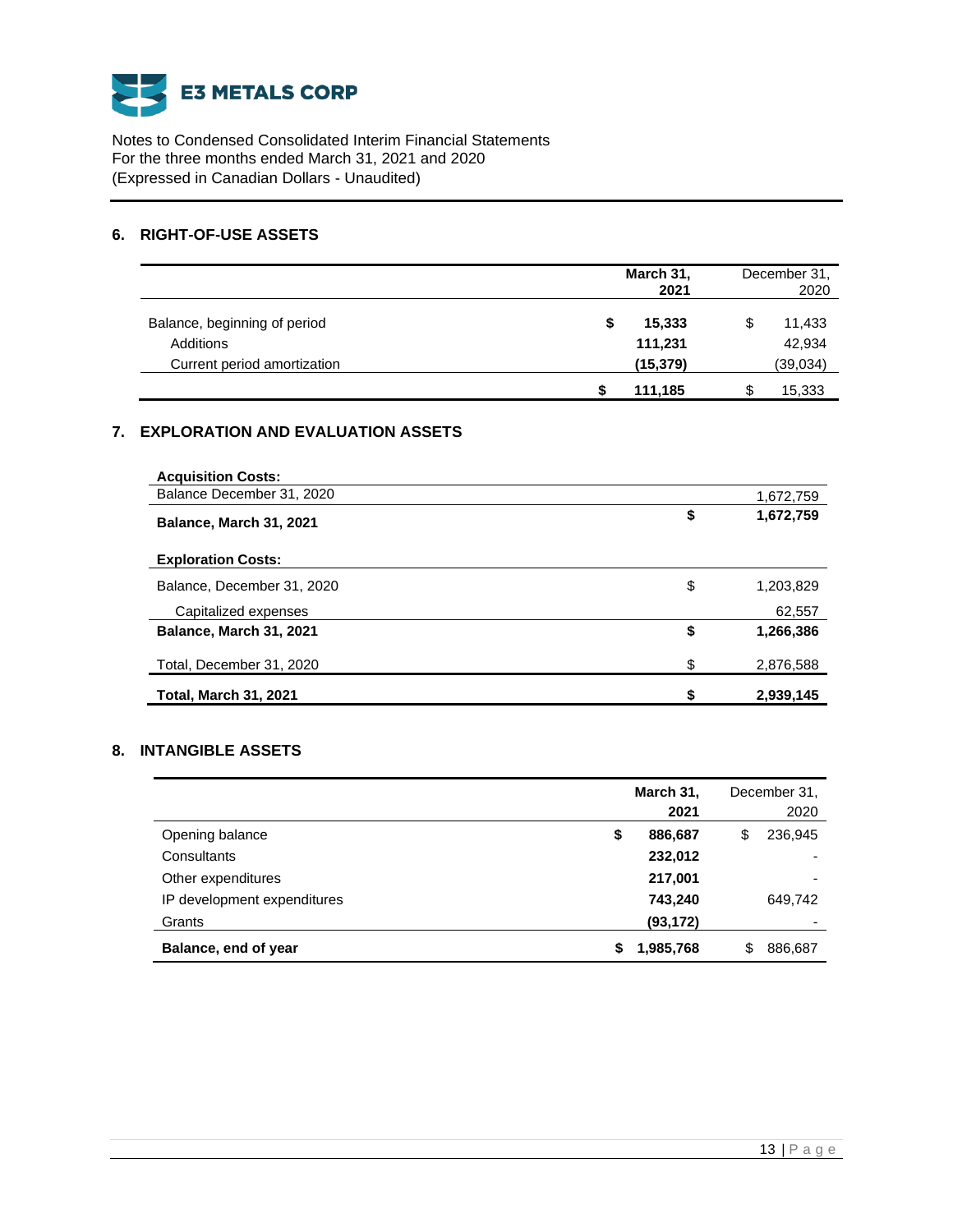## 6. RIGHT-OF-USE ASSETS

| | March 31, 2021 | December 31, 2020 |
|---|---|---|
| Balance, beginning of period | $ 15,333 | $ 11,433 |
| Additions | 111,231 | 42,934 |
| Current period amortization | (15,379) | (39,034) |
| | $ 111,185 | $ 15,333 |

## 7. EXPLORATION AND EVALUATION ASSETS

| | | |
|---|---|---|
| **Acquisition Costs:** | | |
| Balance December 31, 2020 | | 1,672,759 |
| **Balance, March 31, 2021** | **$** | **1,672,759** |
| **Exploration Costs:** | | |
| Balance, December 31, 2020 | $ | 1,203,829 |
| Capitalized expenses | | 62,557 |
| **Balance, March 31, 2021** | **$** | **1,266,386** |
| Total, December 31, 2020 | $ | 2,876,588 |
| **Total, March 31, 2021** | **$** | **2,939,145** |

## 8. INTANGIBLE ASSETS

| | March 31, 2021 | December 31, 2020 |
|---|---|---|
| Opening balance | $ 886,687 | $ 236,945 |
| Consultants | 232,012 | - |
| Other expenditures | 217,001 | - |
| IP development expenditures | 743,240 | 649,742 |
| Grants | (93,172) | - |
| **Balance, end of year** | **$ 1,985,768** | $ 886,687 |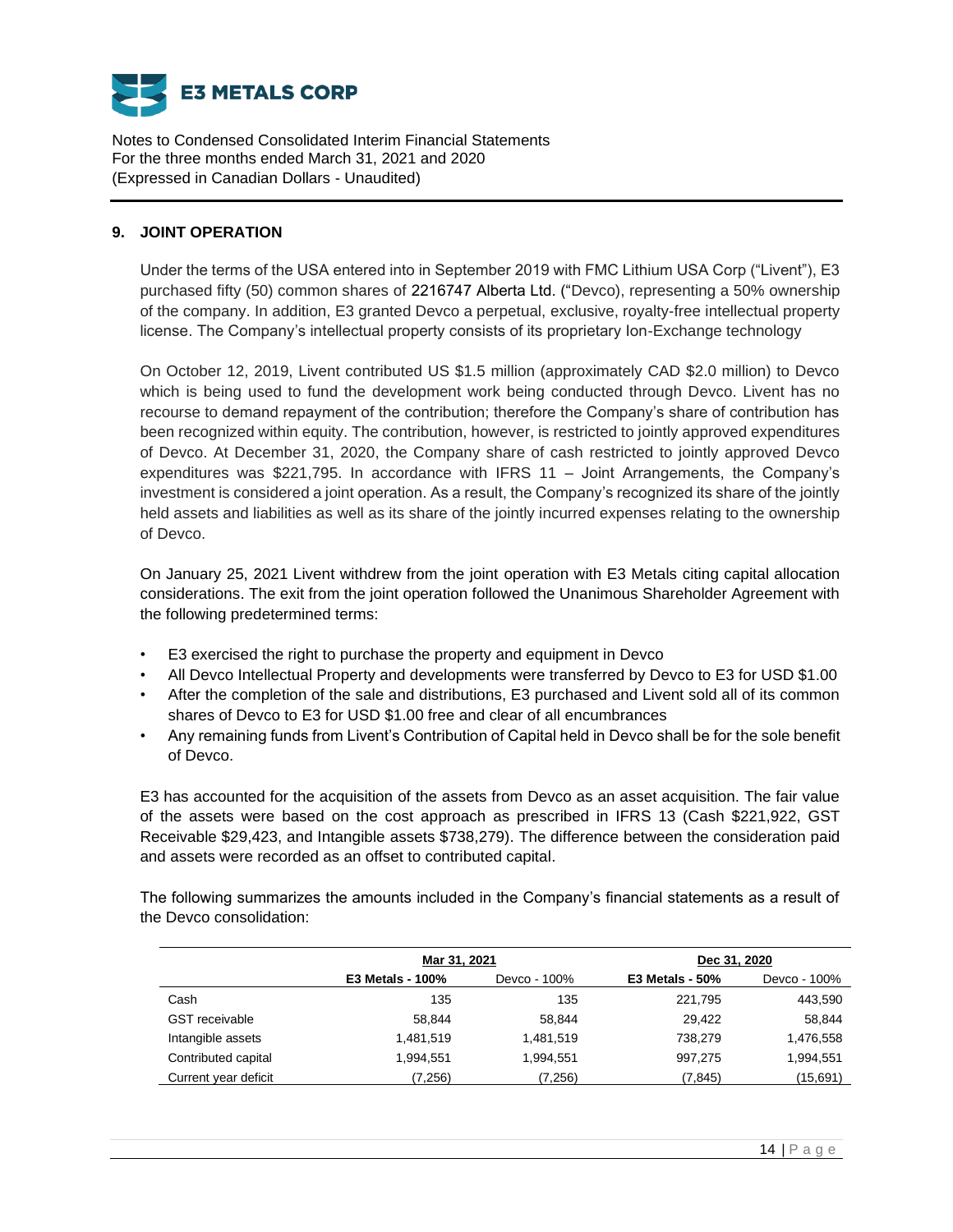## 9. JOINT OPERATION

Under the terms of the USA entered into in September 2019 with FMC Lithium USA Corp ("Livent"), E3 purchased fifty (50) common shares of 2216747 Alberta Ltd. ("Devco), representing a 50% ownership of the company. In addition, E3 granted Devco a perpetual, exclusive, royalty-free intellectual property license. The Company's intellectual property consists of its proprietary Ion-Exchange technology

On October 12, 2019, Livent contributed US $1.5 million (approximately CAD $2.0 million) to Devco which is being used to fund the development work being conducted through Devco. Livent has no recourse to demand repayment of the contribution; therefore the Company's share of contribution has been recognized within equity. The contribution, however, is restricted to jointly approved expenditures of Devco. At December 31, 2020, the Company share of cash restricted to jointly approved Devco expenditures was $221,795. In accordance with IFRS 11 – Joint Arrangements, the Company's investment is considered a joint operation. As a result, the Company's recognized its share of the jointly held assets and liabilities as well as its share of the jointly incurred expenses relating to the ownership of Devco.

On January 25, 2021 Livent withdrew from the joint operation with E3 Metals citing capital allocation considerations. The exit from the joint operation followed the Unanimous Shareholder Agreement with the following predetermined terms:

- E3 exercised the right to purchase the property and equipment in Devco
- All Devco Intellectual Property and developments were transferred by Devco to E3 for USD $1.00
- After the completion of the sale and distributions, E3 purchased and Livent sold all of its common shares of Devco to E3 for USD $1.00 free and clear of all encumbrances
- Any remaining funds from Livent's Contribution of Capital held in Devco shall be for the sole benefit of Devco.

E3 has accounted for the acquisition of the assets from Devco as an asset acquisition. The fair value of the assets were based on the cost approach as prescribed in IFRS 13 (Cash $221,922, GST Receivable $29,423, and Intangible assets $738,279). The difference between the consideration paid and assets were recorded as an offset to contributed capital.

The following summarizes the amounts included in the Company's financial statements as a result of the Devco consolidation:

| | Mar 31, 2021 | | Dec 31, 2020 | |
|---|---|---|---|---|
| | **E3 Metals - 100%** | Devco - 100% | **E3 Metals - 50%** | Devco - 100% |
| Cash | 135 | 135 | 221,795 | 443,590 |
| GST receivable | 58,844 | 58,844 | 29,422 | 58,844 |
| Intangible assets | 1,481,519 | 1,481,519 | 738,279 | 1,476,558 |
| Contributed capital | 1,994,551 | 1,994,551 | 997,275 | 1,994,551 |
| Current year deficit | (7,256) | (7,256) | (7,845) | (15,691) |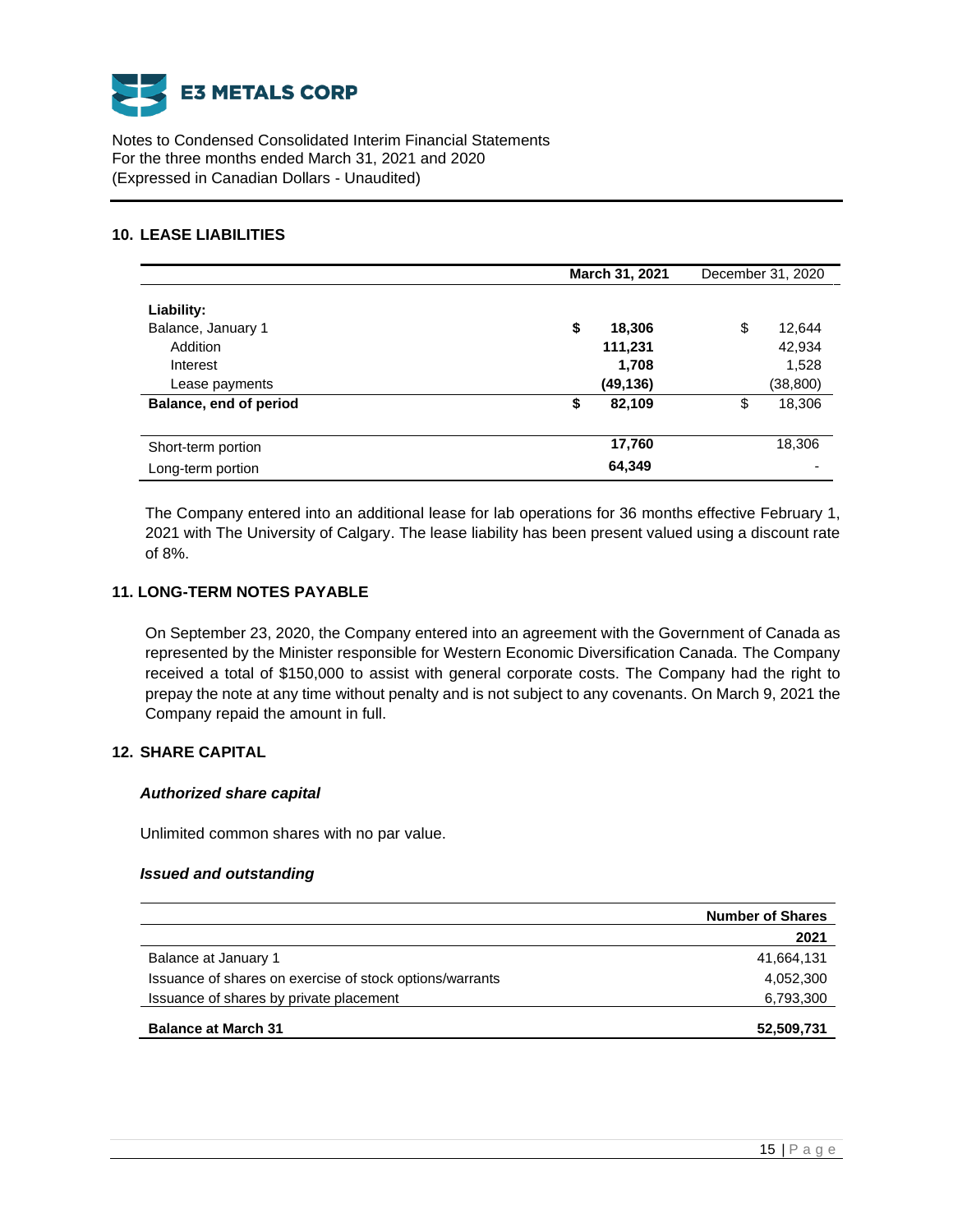## 10. LEASE LIABILITIES

| | March 31, 2021 | December 31, 2020 |
|---|---|---|
| **Liability:** | | |
| Balance, January 1 | $ 18,306 | $ 12,644 |
| Addition | 111,231 | 42,934 |
| Interest | 1,708 | 1,528 |
| Lease payments | (49,136) | (38,800) |
| **Balance, end of period** | $ 82,109 | $ 18,306 |
| Short-term portion | 17,760 | 18,306 |
| Long-term portion | 64,349 | - |

The Company entered into an additional lease for lab operations for 36 months effective February 1, 2021 with The University of Calgary. The lease liability has been present valued using a discount rate of 8%.

## 11. LONG-TERM NOTES PAYABLE

On September 23, 2020, the Company entered into an agreement with the Government of Canada as represented by the Minister responsible for Western Economic Diversification Canada. The Company received a total of $150,000 to assist with general corporate costs. The Company had the right to prepay the note at any time without penalty and is not subject to any covenants. On March 9, 2021 the Company repaid the amount in full.

## 12. SHARE CAPITAL

***Authorized share capital***

Unlimited common shares with no par value.

***Issued and outstanding***

| | Number of Shares |
|---|---|
| | **2021** |
| Balance at January 1 | 41,664,131 |
| Issuance of shares on exercise of stock options/warrants | 4,052,300 |
| Issuance of shares by private placement | 6,793,300 |
| **Balance at March 31** | **52,509,731** |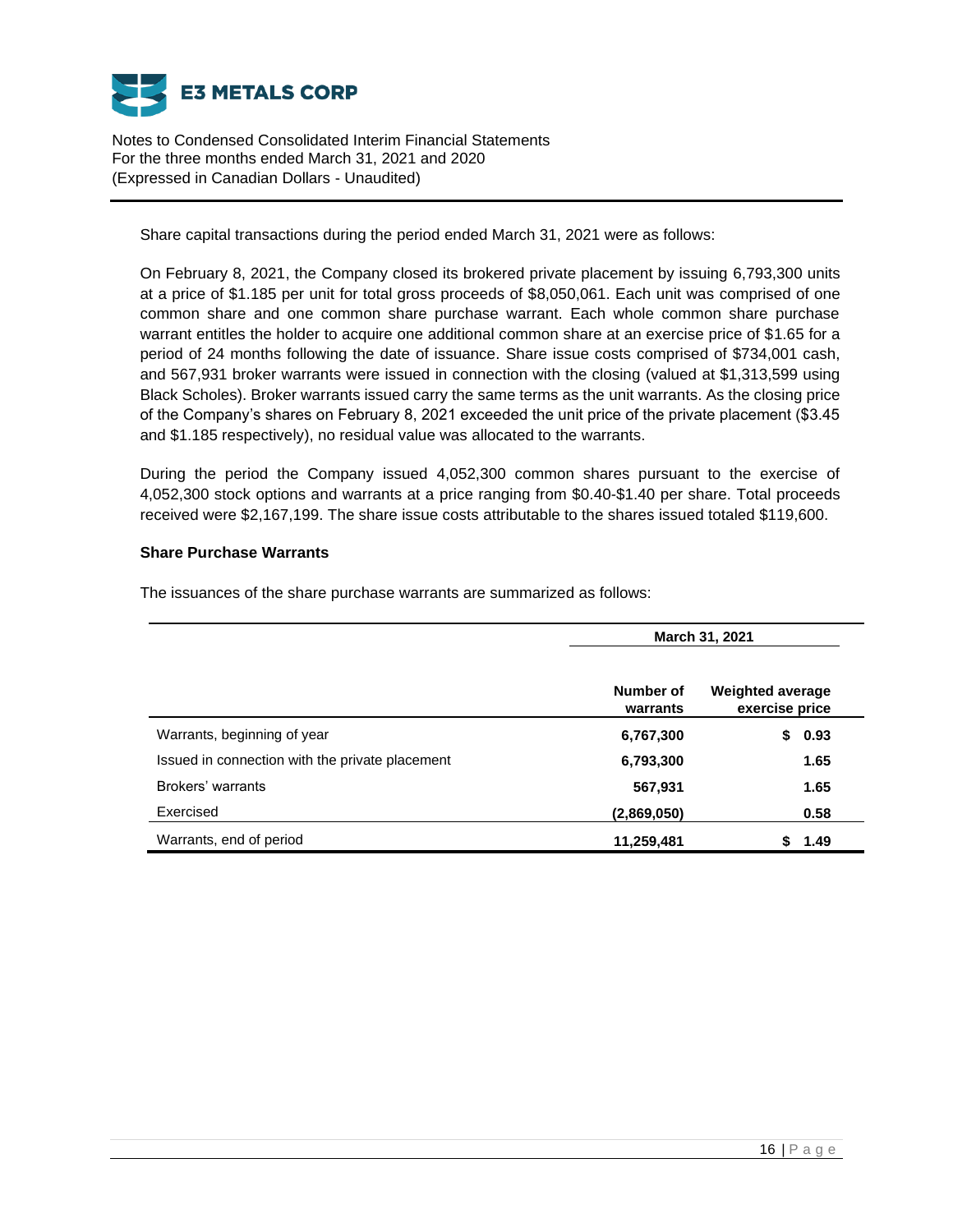Share capital transactions during the period ended March 31, 2021 were as follows:

On February 8, 2021, the Company closed its brokered private placement by issuing 6,793,300 units at a price of $1.185 per unit for total gross proceeds of $8,050,061. Each unit was comprised of one common share and one common share purchase warrant. Each whole common share purchase warrant entitles the holder to acquire one additional common share at an exercise price of $1.65 for a period of 24 months following the date of issuance. Share issue costs comprised of $734,001 cash, and 567,931 broker warrants were issued in connection with the closing (valued at $1,313,599 using Black Scholes). Broker warrants issued carry the same terms as the unit warrants. As the closing price of the Company's shares on February 8, 2021 exceeded the unit price of the private placement ($3.45 and $1.185 respectively), no residual value was allocated to the warrants.

During the period the Company issued 4,052,300 common shares pursuant to the exercise of 4,052,300 stock options and warrants at a price ranging from $0.40-$1.40 per share. Total proceeds received were $2,167,199. The share issue costs attributable to the shares issued totaled $119,600.

**Share Purchase Warrants**

The issuances of the share purchase warrants are summarized as follows:

| | March 31, 2021 | |
|---|---|---|
| | **Number of warrants** | **Weighted average exercise price** |
| Warrants, beginning of year | **6,767,300** | **$ 0.93** |
| Issued in connection with the private placement | **6,793,300** | **1.65** |
| Brokers' warrants | **567,931** | **1.65** |
| Exercised | **(2,869,050)** | **0.58** |
| Warrants, end of period | **11,259,481** | **$ 1.49** |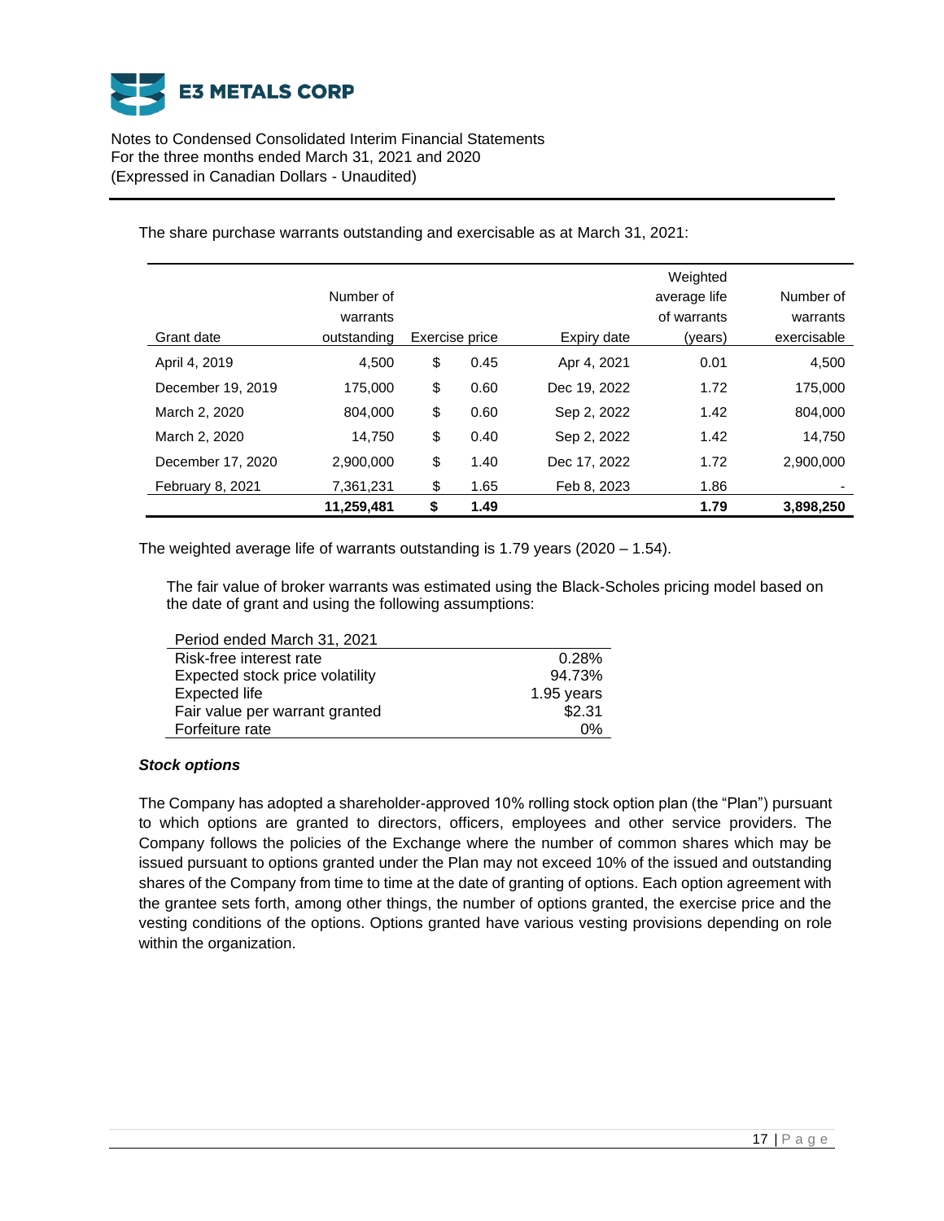The share purchase warrants outstanding and exercisable as at March 31, 2021:

| Grant date | Number of warrants outstanding | Exercise price | Expiry date | Weighted average life of warrants (years) | Number of warrants exercisable |
|---|---|---|---|---|---|
| April 4, 2019 | 4,500 | $ 0.45 | Apr 4, 2021 | 0.01 | 4,500 |
| December 19, 2019 | 175,000 | $ 0.60 | Dec 19, 2022 | 1.72 | 175,000 |
| March 2, 2020 | 804,000 | $ 0.60 | Sep 2, 2022 | 1.42 | 804,000 |
| March 2, 2020 | 14,750 | $ 0.40 | Sep 2, 2022 | 1.42 | 14,750 |
| December 17, 2020 | 2,900,000 | $ 1.40 | Dec 17, 2022 | 1.72 | 2,900,000 |
| February 8, 2021 | 7,361,231 | $ 1.65 | Feb 8, 2023 | 1.86 | - |
| | **11,259,481** | **$ 1.49** | | **1.79** | **3,898,250** |

The weighted average life of warrants outstanding is 1.79 years (2020 – 1.54).

The fair value of broker warrants was estimated using the Black-Scholes pricing model based on the date of grant and using the following assumptions:

| Period ended March 31, 2021 | |
|---|---|
| Risk-free interest rate | 0.28% |
| Expected stock price volatility | 94.73% |
| Expected life | 1.95 years |
| Fair value per warrant granted | $2.31 |
| Forfeiture rate | 0% |

***Stock options***

The Company has adopted a shareholder-approved 10% rolling stock option plan (the "Plan") pursuant to which options are granted to directors, officers, employees and other service providers. The Company follows the policies of the Exchange where the number of common shares which may be issued pursuant to options granted under the Plan may not exceed 10% of the issued and outstanding shares of the Company from time to time at the date of granting of options. Each option agreement with the grantee sets forth, among other things, the number of options granted, the exercise price and the vesting conditions of the options. Options granted have various vesting provisions depending on role within the organization.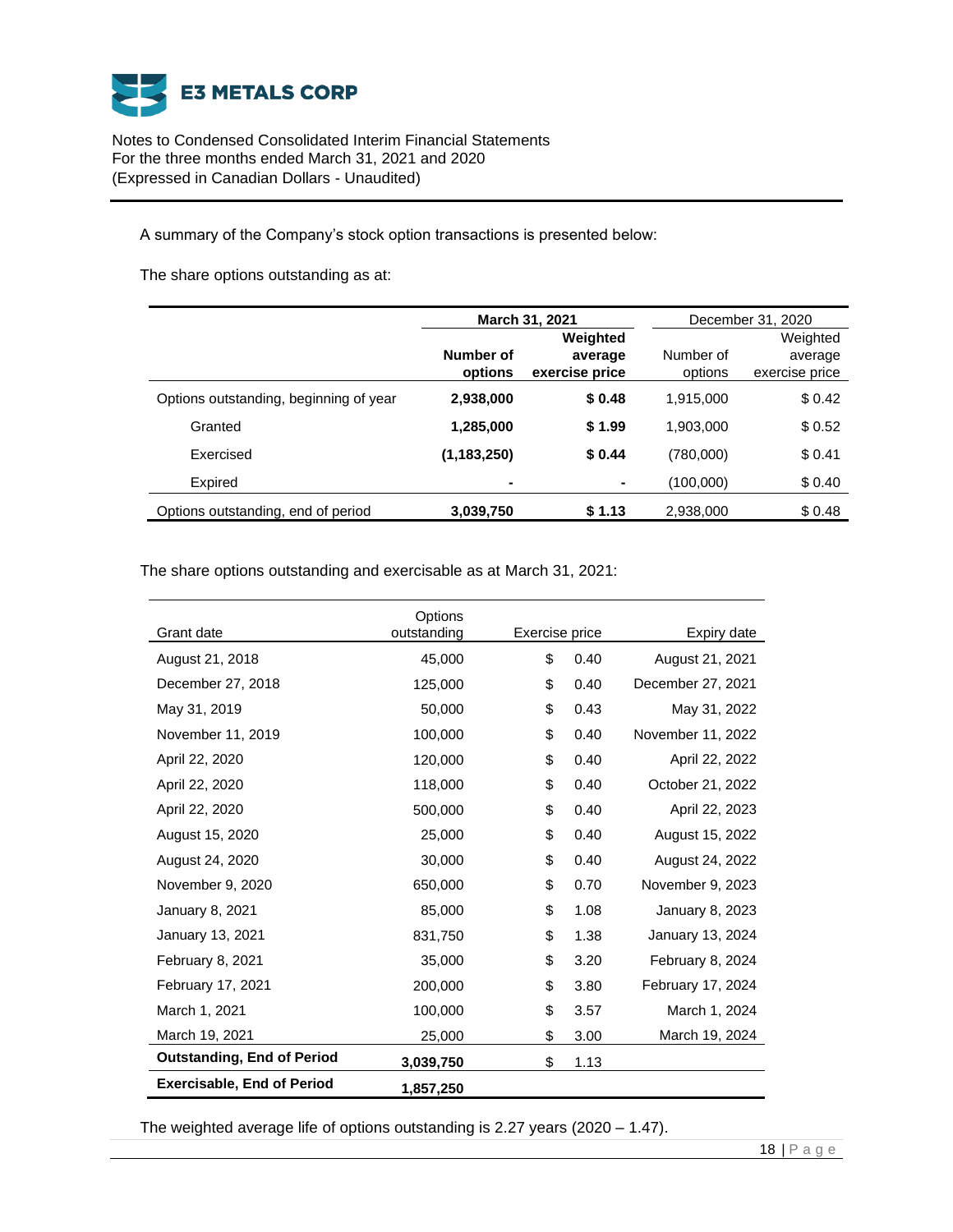A summary of the Company's stock option transactions is presented below:

The share options outstanding as at:

| | **March 31, 2021** | | December 31, 2020 | |
|---|---|---|---|---|
| | **Number of options** | **Weighted average exercise price** | Number of options | Weighted average exercise price |
| Options outstanding, beginning of year | **2,938,000** | **$ 0.48** | 1,915,000 | $ 0.42 |
| Granted | **1,285,000** | **$ 1.99** | 1,903,000 | $ 0.52 |
| Exercised | **(1,183,250)** | **$ 0.44** | (780,000) | $ 0.41 |
| Expired | **-** | **-** | (100,000) | $ 0.40 |
| Options outstanding, end of period | **3,039,750** | **$ 1.13** | 2,938,000 | $ 0.48 |

The share options outstanding and exercisable as at March 31, 2021:

| Grant date | Options outstanding | Exercise price | Expiry date |
|---|---|---|---|
| August 21, 2018 | 45,000 | $ 0.40 | August 21, 2021 |
| December 27, 2018 | 125,000 | $ 0.40 | December 27, 2021 |
| May 31, 2019 | 50,000 | $ 0.43 | May 31, 2022 |
| November 11, 2019 | 100,000 | $ 0.40 | November 11, 2022 |
| April 22, 2020 | 120,000 | $ 0.40 | April 22, 2022 |
| April 22, 2020 | 118,000 | $ 0.40 | October 21, 2022 |
| April 22, 2020 | 500,000 | $ 0.40 | April 22, 2023 |
| August 15, 2020 | 25,000 | $ 0.40 | August 15, 2022 |
| August 24, 2020 | 30,000 | $ 0.40 | August 24, 2022 |
| November 9, 2020 | 650,000 | $ 0.70 | November 9, 2023 |
| January 8, 2021 | 85,000 | $ 1.08 | January 8, 2023 |
| January 13, 2021 | 831,750 | $ 1.38 | January 13, 2024 |
| February 8, 2021 | 35,000 | $ 3.20 | February 8, 2024 |
| February 17, 2021 | 200,000 | $ 3.80 | February 17, 2024 |
| March 1, 2021 | 100,000 | $ 3.57 | March 1, 2024 |
| March 19, 2021 | 25,000 | $ 3.00 | March 19, 2024 |
| **Outstanding, End of Period** | **3,039,750** | $ 1.13 | |
| **Exercisable, End of Period** | **1,857,250** | | |

The weighted average life of options outstanding is 2.27 years (2020 – 1.47).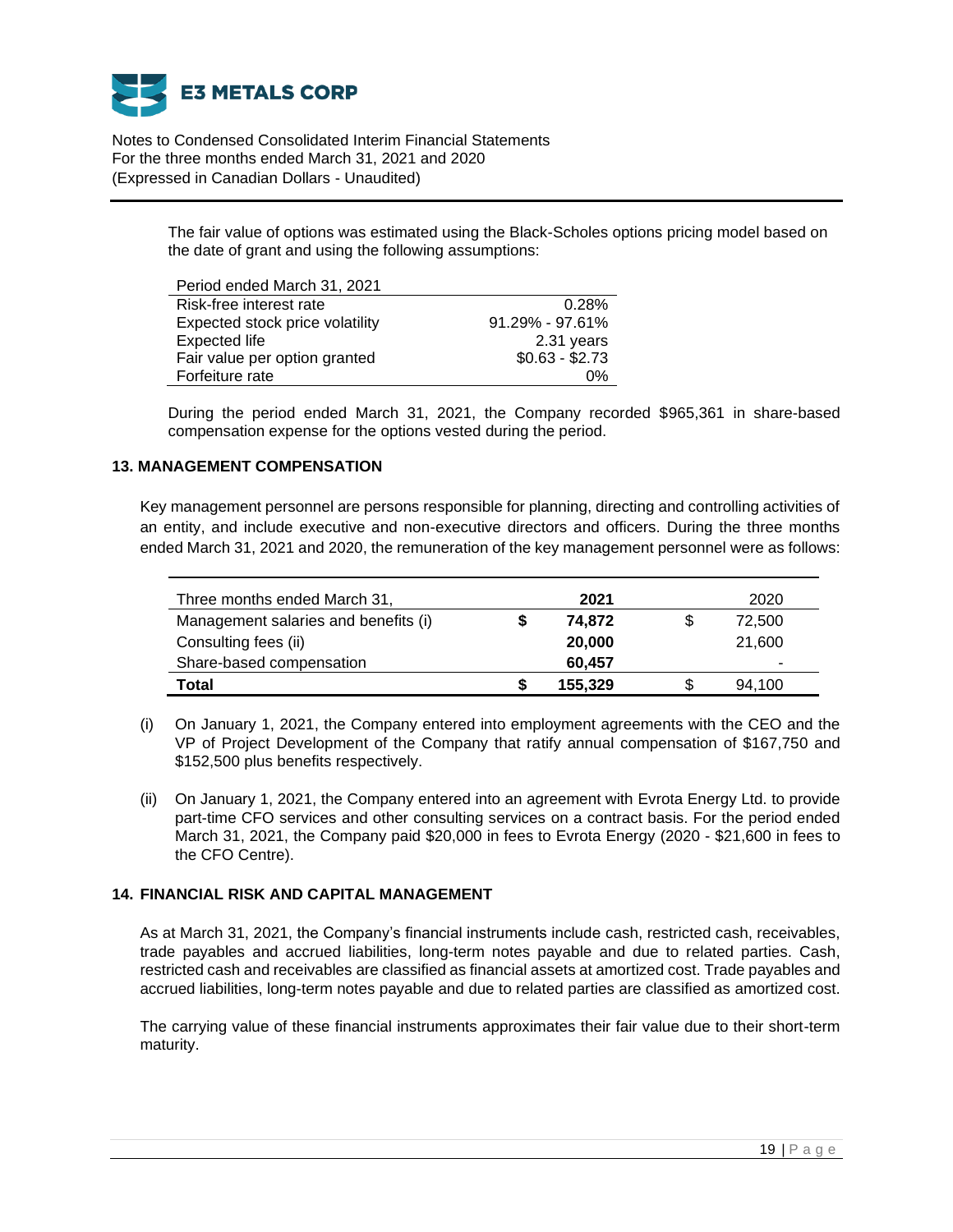The fair value of options was estimated using the Black-Scholes options pricing model based on the date of grant and using the following assumptions:

| Period ended March 31, 2021 | |
|---|---|
| Risk-free interest rate | 0.28% |
| Expected stock price volatility | 91.29% - 97.61% |
| Expected life | 2.31 years |
| Fair value per option granted | $0.63 - $2.73 |
| Forfeiture rate | 0% |

During the period ended March 31, 2021, the Company recorded $965,361 in share-based compensation expense for the options vested during the period.

## 13. MANAGEMENT COMPENSATION

Key management personnel are persons responsible for planning, directing and controlling activities of an entity, and include executive and non-executive directors and officers. During the three months ended March 31, 2021 and 2020, the remuneration of the key management personnel were as follows:

| Three months ended March 31, | | 2021 | | 2020 |
|---|---|---|---|---|
| Management salaries and benefits (i) | $ | **74,872** | $ | 72,500 |
| Consulting fees (ii) | | **20,000** | | 21,600 |
| Share-based compensation | | **60,457** | | - |
| **Total** | **$** | **155,329** | $ | 94,100 |

(i) On January 1, 2021, the Company entered into employment agreements with the CEO and the VP of Project Development of the Company that ratify annual compensation of $167,750 and $152,500 plus benefits respectively.

(ii) On January 1, 2021, the Company entered into an agreement with Evrota Energy Ltd. to provide part-time CFO services and other consulting services on a contract basis. For the period ended March 31, 2021, the Company paid $20,000 in fees to Evrota Energy (2020 - $21,600 in fees to the CFO Centre).

## 14. FINANCIAL RISK AND CAPITAL MANAGEMENT

As at March 31, 2021, the Company's financial instruments include cash, restricted cash, receivables, trade payables and accrued liabilities, long-term notes payable and due to related parties. Cash, restricted cash and receivables are classified as financial assets at amortized cost. Trade payables and accrued liabilities, long-term notes payable and due to related parties are classified as amortized cost.

The carrying value of these financial instruments approximates their fair value due to their short-term maturity.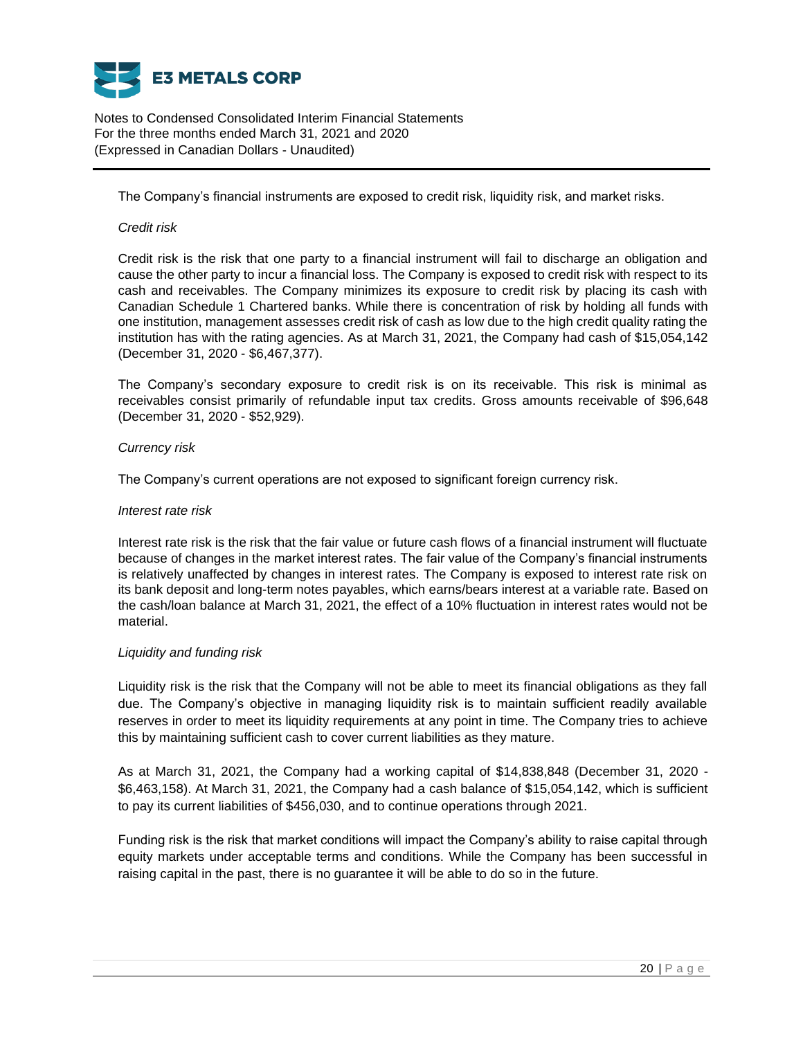The Company's financial instruments are exposed to credit risk, liquidity risk, and market risks.

*Credit risk*

Credit risk is the risk that one party to a financial instrument will fail to discharge an obligation and cause the other party to incur a financial loss. The Company is exposed to credit risk with respect to its cash and receivables. The Company minimizes its exposure to credit risk by placing its cash with Canadian Schedule 1 Chartered banks. While there is concentration of risk by holding all funds with one institution, management assesses credit risk of cash as low due to the high credit quality rating the institution has with the rating agencies. As at March 31, 2021, the Company had cash of $15,054,142 (December 31, 2020 - $6,467,377).

The Company's secondary exposure to credit risk is on its receivable. This risk is minimal as receivables consist primarily of refundable input tax credits. Gross amounts receivable of $96,648 (December 31, 2020 - $52,929).

*Currency risk*

The Company's current operations are not exposed to significant foreign currency risk.

*Interest rate risk*

Interest rate risk is the risk that the fair value or future cash flows of a financial instrument will fluctuate because of changes in the market interest rates. The fair value of the Company's financial instruments is relatively unaffected by changes in interest rates. The Company is exposed to interest rate risk on its bank deposit and long-term notes payables, which earns/bears interest at a variable rate. Based on the cash/loan balance at March 31, 2021, the effect of a 10% fluctuation in interest rates would not be material.

*Liquidity and funding risk*

Liquidity risk is the risk that the Company will not be able to meet its financial obligations as they fall due. The Company's objective in managing liquidity risk is to maintain sufficient readily available reserves in order to meet its liquidity requirements at any point in time. The Company tries to achieve this by maintaining sufficient cash to cover current liabilities as they mature.

As at March 31, 2021, the Company had a working capital of $14,838,848 (December 31, 2020 - $6,463,158). At March 31, 2021, the Company had a cash balance of $15,054,142, which is sufficient to pay its current liabilities of $456,030, and to continue operations through 2021.

Funding risk is the risk that market conditions will impact the Company's ability to raise capital through equity markets under acceptable terms and conditions. While the Company has been successful in raising capital in the past, there is no guarantee it will be able to do so in the future.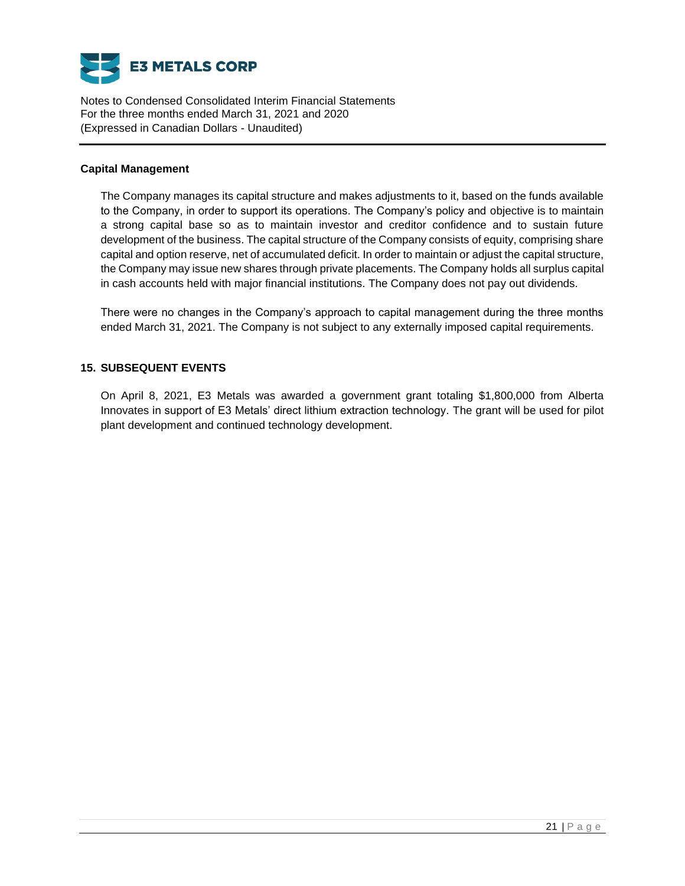**Capital Management**

The Company manages its capital structure and makes adjustments to it, based on the funds available to the Company, in order to support its operations. The Company's policy and objective is to maintain a strong capital base so as to maintain investor and creditor confidence and to sustain future development of the business. The capital structure of the Company consists of equity, comprising share capital and option reserve, net of accumulated deficit. In order to maintain or adjust the capital structure, the Company may issue new shares through private placements. The Company holds all surplus capital in cash accounts held with major financial institutions. The Company does not pay out dividends.

There were no changes in the Company's approach to capital management during the three months ended March 31, 2021. The Company is not subject to any externally imposed capital requirements.

## 15. SUBSEQUENT EVENTS

On April 8, 2021, E3 Metals was awarded a government grant totaling $1,800,000 from Alberta Innovates in support of E3 Metals' direct lithium extraction technology. The grant will be used for pilot plant development and continued technology development.